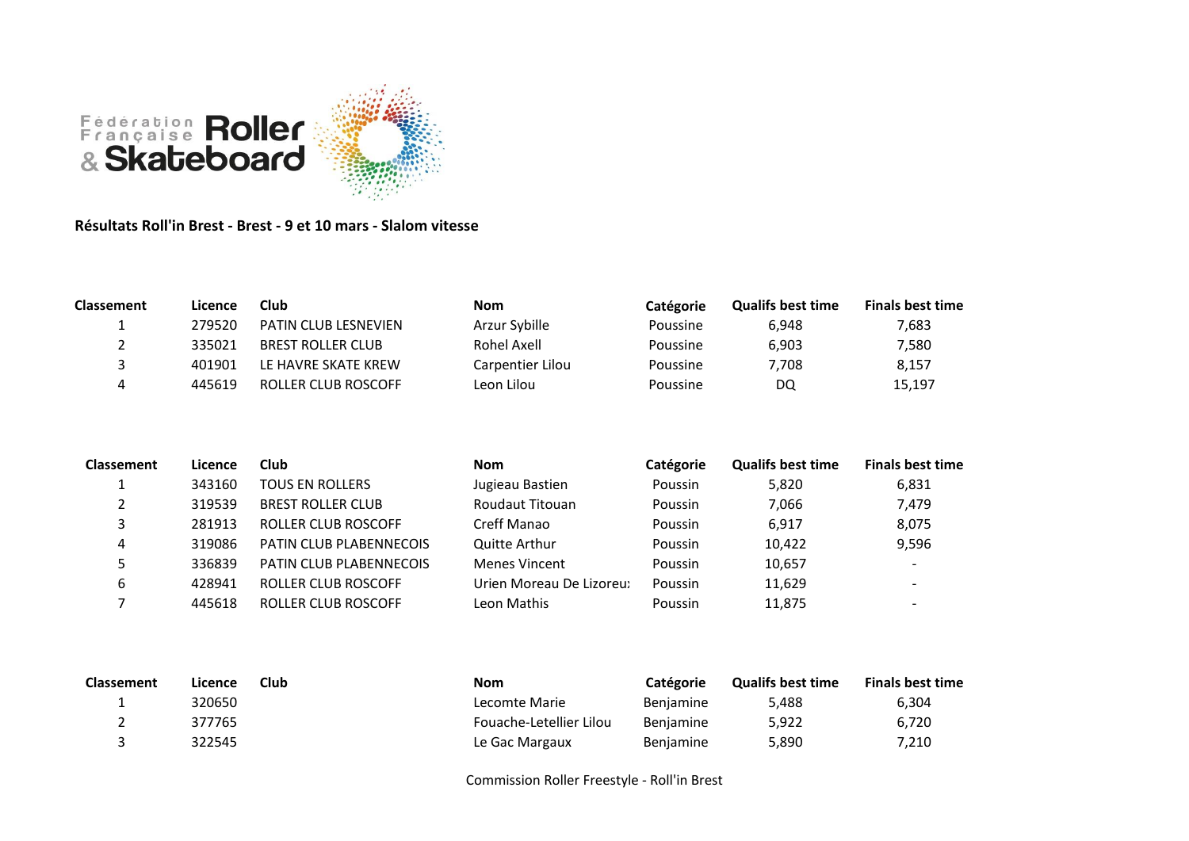Fédération Française Roller & Skateboard

**Résultats Roll'in Brest - Brest - 9 et 10 mars - Slalom vitesse**

| Classement | Licence | Club | Nom | Catégorie | Qualifs best time | Finals best time |
|---|---|---|---|---|---|---|
| 1 | 279520 | PATIN CLUB LESNEVIEN | Arzur Sybille | Poussine | 6,948 | 7,683 |
| 2 | 335021 | BREST ROLLER CLUB | Rohel Axell | Poussine | 6,903 | 7,580 |
| 3 | 401901 | LE HAVRE SKATE KREW | Carpentier Lilou | Poussine | 7,708 | 8,157 |
| 4 | 445619 | ROLLER CLUB ROSCOFF | Leon Lilou | Poussine | DQ | 15,197 |

| Classement | Licence | Club | Nom | Catégorie | Qualifs best time | Finals best time |
|---|---|---|---|---|---|---|
| 1 | 343160 | TOUS EN ROLLERS | Jugieau Bastien | Poussin | 5,820 | 6,831 |
| 2 | 319539 | BREST ROLLER CLUB | Roudaut Titouan | Poussin | 7,066 | 7,479 |
| 3 | 281913 | ROLLER CLUB ROSCOFF | Creff Manao | Poussin | 6,917 | 8,075 |
| 4 | 319086 | PATIN CLUB PLABENNECOIS | Quitte Arthur | Poussin | 10,422 | 9,596 |
| 5 | 336839 | PATIN CLUB PLABENNECOIS | Menes Vincent | Poussin | 10,657 | - |
| 6 | 428941 | ROLLER CLUB ROSCOFF | Urien Moreau De Lizoreu: | Poussin | 11,629 | - |
| 7 | 445618 | ROLLER CLUB ROSCOFF | Leon Mathis | Poussin | 11,875 | - |

| Classement | Licence | Club | Nom | Catégorie | Qualifs best time | Finals best time |
|---|---|---|---|---|---|---|
| 1 | 320650 | | Lecomte Marie | Benjamine | 5,488 | 6,304 |
| 2 | 377765 | | Fouache-Letellier Lilou | Benjamine | 5,922 | 6,720 |
| 3 | 322545 | | Le Gac Margaux | Benjamine | 5,890 | 7,210 |

Commission Roller Freestyle - Roll'in Brest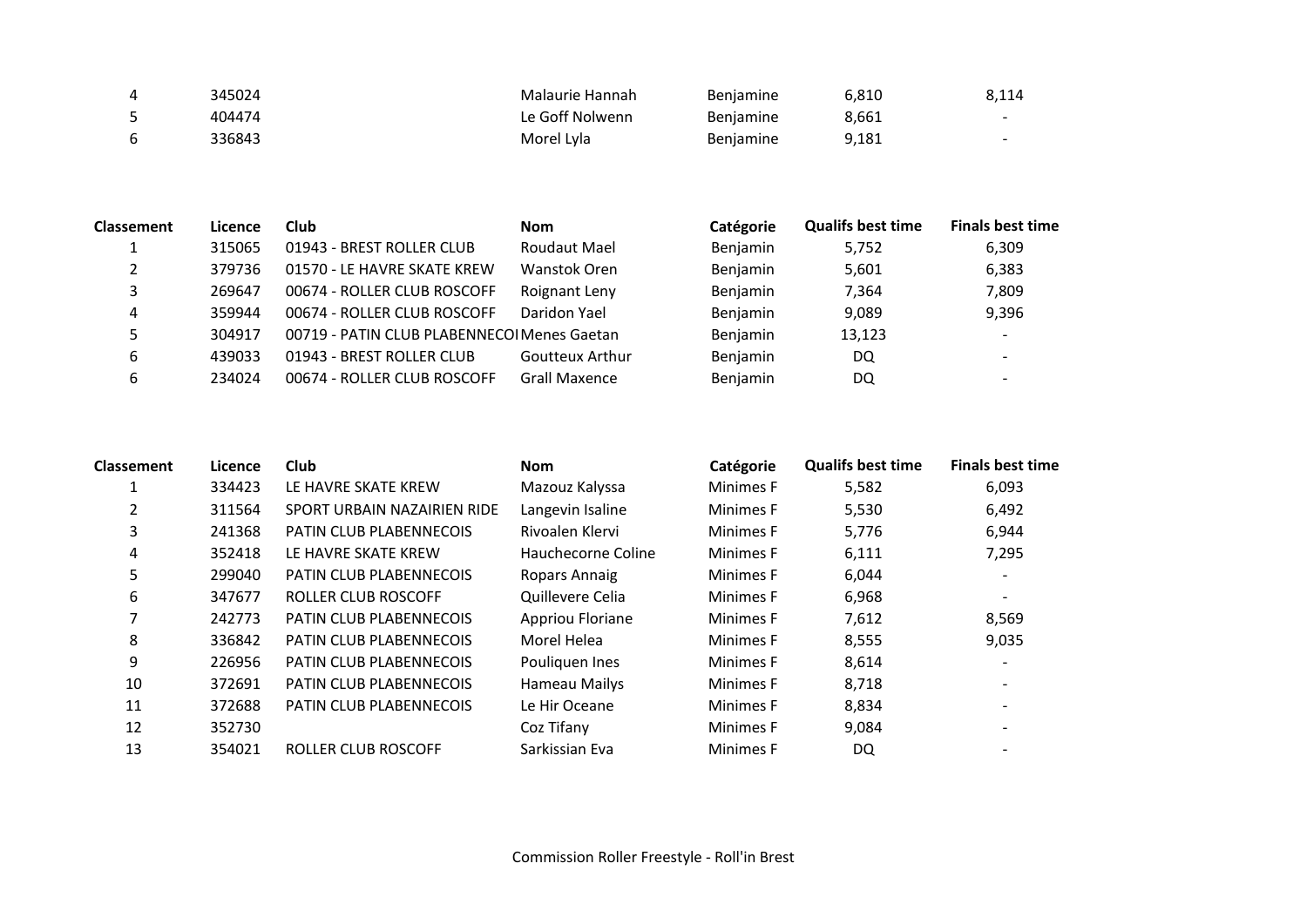| | | | | | | |
|---|---|---|---|---|---|---|
| 4 | 345024 | | Malaurie Hannah | Benjamine | 6,810 | 8,114 |
| 5 | 404474 | | Le Goff Nolwenn | Benjamine | 8,661 | - |
| 6 | 336843 | | Morel Lyla | Benjamine | 9,181 | - |

| Classement | Licence | Club | Nom | Catégorie | Qualifs best time | Finals best time |
|---|---|---|---|---|---|---|
| 1 | 315065 | 01943 - BREST ROLLER CLUB | Roudaut Mael | Benjamin | 5,752 | 6,309 |
| 2 | 379736 | 01570 - LE HAVRE SKATE KREW | Wanstok Oren | Benjamin | 5,601 | 6,383 |
| 3 | 269647 | 00674 - ROLLER CLUB ROSCOFF | Roignant Leny | Benjamin | 7,364 | 7,809 |
| 4 | 359944 | 00674 - ROLLER CLUB ROSCOFF | Daridon Yael | Benjamin | 9,089 | 9,396 |
| 5 | 304917 | 00719 - PATIN CLUB PLABENNECOI | Menes Gaetan | Benjamin | 13,123 | - |
| 6 | 439033 | 01943 - BREST ROLLER CLUB | Goutteux Arthur | Benjamin | DQ | - |
| 6 | 234024 | 00674 - ROLLER CLUB ROSCOFF | Grall Maxence | Benjamin | DQ | - |

| Classement | Licence | Club | Nom | Catégorie | Qualifs best time | Finals best time |
|---|---|---|---|---|---|---|
| 1 | 334423 | LE HAVRE SKATE KREW | Mazouz Kalyssa | Minimes F | 5,582 | 6,093 |
| 2 | 311564 | SPORT URBAIN NAZAIRIEN RIDE | Langevin Isaline | Minimes F | 5,530 | 6,492 |
| 3 | 241368 | PATIN CLUB PLABENNECOIS | Rivoalen Klervi | Minimes F | 5,776 | 6,944 |
| 4 | 352418 | LE HAVRE SKATE KREW | Hauchecorne Coline | Minimes F | 6,111 | 7,295 |
| 5 | 299040 | PATIN CLUB PLABENNECOIS | Ropars Annaig | Minimes F | 6,044 | - |
| 6 | 347677 | ROLLER CLUB ROSCOFF | Quillevere Celia | Minimes F | 6,968 | - |
| 7 | 242773 | PATIN CLUB PLABENNECOIS | Appriou Floriane | Minimes F | 7,612 | 8,569 |
| 8 | 336842 | PATIN CLUB PLABENNECOIS | Morel Helea | Minimes F | 8,555 | 9,035 |
| 9 | 226956 | PATIN CLUB PLABENNECOIS | Pouliquen Ines | Minimes F | 8,614 | - |
| 10 | 372691 | PATIN CLUB PLABENNECOIS | Hameau Mailys | Minimes F | 8,718 | - |
| 11 | 372688 | PATIN CLUB PLABENNECOIS | Le Hir Oceane | Minimes F | 8,834 | - |
| 12 | 352730 | | Coz Tifany | Minimes F | 9,084 | - |
| 13 | 354021 | ROLLER CLUB ROSCOFF | Sarkissian Eva | Minimes F | DQ | - |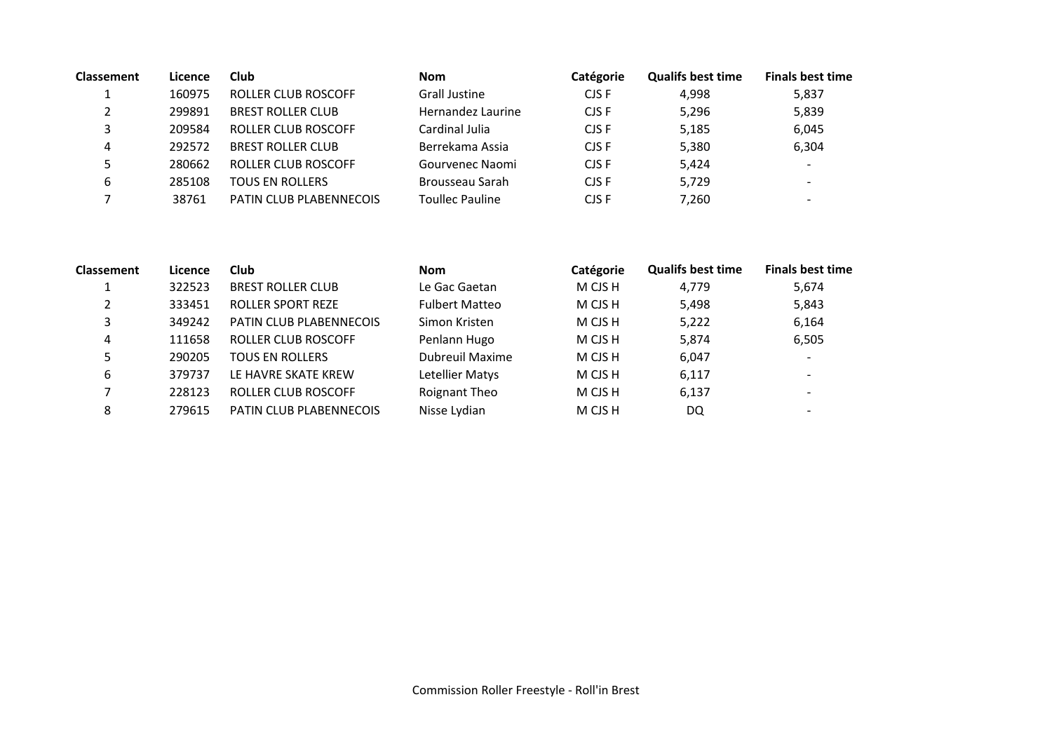| Classement | Licence | Club | Nom | Catégorie | Qualifs best time | Finals best time |
|---|---|---|---|---|---|---|
| 1 | 160975 | ROLLER CLUB ROSCOFF | Grall Justine | CJS F | 4,998 | 5,837 |
| 2 | 299891 | BREST ROLLER CLUB | Hernandez Laurine | CJS F | 5,296 | 5,839 |
| 3 | 209584 | ROLLER CLUB ROSCOFF | Cardinal Julia | CJS F | 5,185 | 6,045 |
| 4 | 292572 | BREST ROLLER CLUB | Berrekama Assia | CJS F | 5,380 | 6,304 |
| 5 | 280662 | ROLLER CLUB ROSCOFF | Gourvenec Naomi | CJS F | 5,424 | - |
| 6 | 285108 | TOUS EN ROLLERS | Brousseau Sarah | CJS F | 5,729 | - |
| 7 | 38761 | PATIN CLUB PLABENNECOIS | Toullec Pauline | CJS F | 7,260 | - |

| Classement | Licence | Club | Nom | Catégorie | Qualifs best time | Finals best time |
|---|---|---|---|---|---|---|
| 1 | 322523 | BREST ROLLER CLUB | Le Gac Gaetan | M CJS H | 4,779 | 5,674 |
| 2 | 333451 | ROLLER SPORT REZE | Fulbert Matteo | M CJS H | 5,498 | 5,843 |
| 3 | 349242 | PATIN CLUB PLABENNECOIS | Simon Kristen | M CJS H | 5,222 | 6,164 |
| 4 | 111658 | ROLLER CLUB ROSCOFF | Penlann Hugo | M CJS H | 5,874 | 6,505 |
| 5 | 290205 | TOUS EN ROLLERS | Dubreuil Maxime | M CJS H | 6,047 | - |
| 6 | 379737 | LE HAVRE SKATE KREW | Letellier Matys | M CJS H | 6,117 | - |
| 7 | 228123 | ROLLER CLUB ROSCOFF | Roignant Theo | M CJS H | 6,137 | - |
| 8 | 279615 | PATIN CLUB PLABENNECOIS | Nisse Lydian | M CJS H | DQ | - |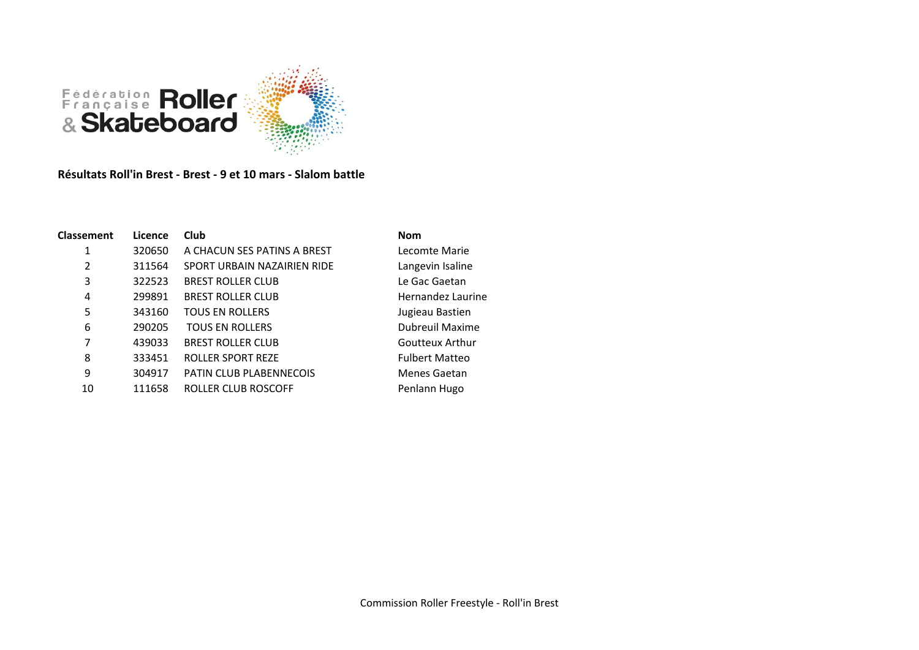**Résultats Roll'in Brest - Brest - 9 et 10 mars - Slalom battle**

| Classement | Licence | Club | Nom |
|---|---|---|---|
| 1 | 320650 | A CHACUN SES PATINS A BREST | Lecomte Marie |
| 2 | 311564 | SPORT URBAIN NAZAIRIEN RIDE | Langevin Isaline |
| 3 | 322523 | BREST ROLLER CLUB | Le Gac Gaetan |
| 4 | 299891 | BREST ROLLER CLUB | Hernandez Laurine |
| 5 | 343160 | TOUS EN ROLLERS | Jugieau Bastien |
| 6 | 290205 | TOUS EN ROLLERS | Dubreuil Maxime |
| 7 | 439033 | BREST ROLLER CLUB | Goutteux Arthur |
| 8 | 333451 | ROLLER SPORT REZE | Fulbert Matteo |
| 9 | 304917 | PATIN CLUB PLABENNECOIS | Menes Gaetan |
| 10 | 111658 | ROLLER CLUB ROSCOFF | Penlann Hugo |

Commission Roller Freestyle - Roll'in Brest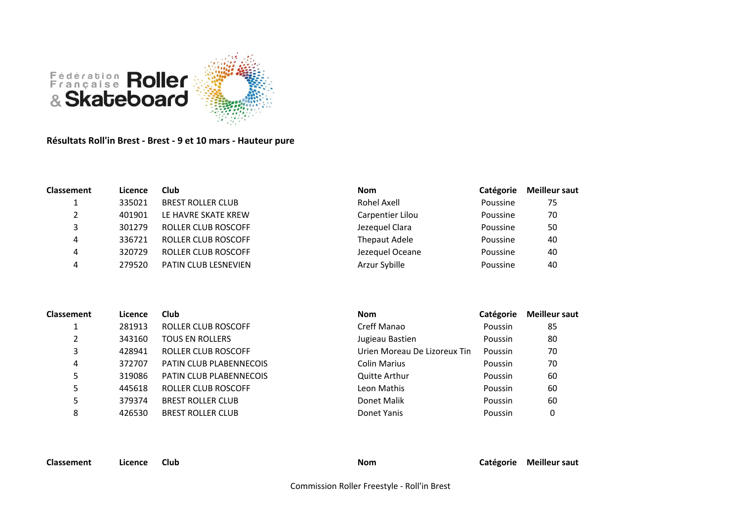**Résultats Roll'in Brest - Brest - 9 et 10 mars - Hauteur pure**

| Classement | Licence | Club | Nom | Catégorie | Meilleur saut |
|---|---|---|---|---|---|
| 1 | 335021 | BREST ROLLER CLUB | Rohel Axell | Poussine | 75 |
| 2 | 401901 | LE HAVRE SKATE KREW | Carpentier Lilou | Poussine | 70 |
| 3 | 301279 | ROLLER CLUB ROSCOFF | Jezequel Clara | Poussine | 50 |
| 4 | 336721 | ROLLER CLUB ROSCOFF | Thepaut Adele | Poussine | 40 |
| 4 | 320729 | ROLLER CLUB ROSCOFF | Jezequel Oceane | Poussine | 40 |
| 4 | 279520 | PATIN CLUB LESNEVIEN | Arzur Sybille | Poussine | 40 |

| Classement | Licence | Club | Nom | Catégorie | Meilleur saut |
|---|---|---|---|---|---|
| 1 | 281913 | ROLLER CLUB ROSCOFF | Creff Manao | Poussin | 85 |
| 2 | 343160 | TOUS EN ROLLERS | Jugieau Bastien | Poussin | 80 |
| 3 | 428941 | ROLLER CLUB ROSCOFF | Urien Moreau De Lizoreux Tin | Poussin | 70 |
| 4 | 372707 | PATIN CLUB PLABENNECOIS | Colin Marius | Poussin | 70 |
| 5 | 319086 | PATIN CLUB PLABENNECOIS | Quitte Arthur | Poussin | 60 |
| 5 | 445618 | ROLLER CLUB ROSCOFF | Leon Mathis | Poussin | 60 |
| 5 | 379374 | BREST ROLLER CLUB | Donet Malik | Poussin | 60 |
| 8 | 426530 | BREST ROLLER CLUB | Donet Yanis | Poussin | 0 |

| Classement | Licence | Club | Nom | Catégorie | Meilleur saut |
|---|---|---|---|---|---|

Commission Roller Freestyle - Roll'in Brest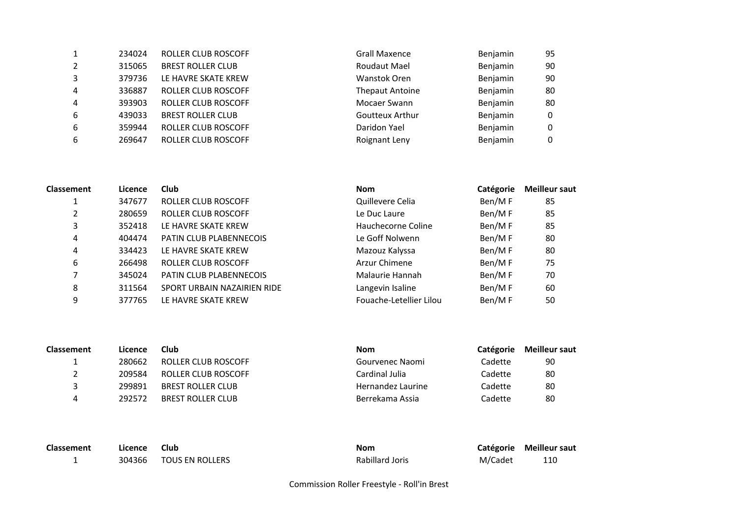| | | | | | |
|---|---|---|---|---|---|
| 1 | 234024 | ROLLER CLUB ROSCOFF | Grall Maxence | Benjamin | 95 |
| 2 | 315065 | BREST ROLLER CLUB | Roudaut Mael | Benjamin | 90 |
| 3 | 379736 | LE HAVRE SKATE KREW | Wanstok Oren | Benjamin | 90 |
| 4 | 336887 | ROLLER CLUB ROSCOFF | Thepaut Antoine | Benjamin | 80 |
| 4 | 393903 | ROLLER CLUB ROSCOFF | Mocaer Swann | Benjamin | 80 |
| 6 | 439033 | BREST ROLLER CLUB | Goutteux Arthur | Benjamin | 0 |
| 6 | 359944 | ROLLER CLUB ROSCOFF | Daridon Yael | Benjamin | 0 |
| 6 | 269647 | ROLLER CLUB ROSCOFF | Roignant Leny | Benjamin | 0 |

| Classement | Licence | Club | Nom | Catégorie | Meilleur saut |
|---|---|---|---|---|---|
| 1 | 347677 | ROLLER CLUB ROSCOFF | Quillevere Celia | Ben/M F | 85 |
| 2 | 280659 | ROLLER CLUB ROSCOFF | Le Duc Laure | Ben/M F | 85 |
| 3 | 352418 | LE HAVRE SKATE KREW | Hauchecorne Coline | Ben/M F | 85 |
| 4 | 404474 | PATIN CLUB PLABENNECOIS | Le Goff Nolwenn | Ben/M F | 80 |
| 4 | 334423 | LE HAVRE SKATE KREW | Mazouz Kalyssa | Ben/M F | 80 |
| 6 | 266498 | ROLLER CLUB ROSCOFF | Arzur Chimene | Ben/M F | 75 |
| 7 | 345024 | PATIN CLUB PLABENNECOIS | Malaurie Hannah | Ben/M F | 70 |
| 8 | 311564 | SPORT URBAIN NAZAIRIEN RIDE | Langevin Isaline | Ben/M F | 60 |
| 9 | 377765 | LE HAVRE SKATE KREW | Fouache-Letellier Lilou | Ben/M F | 50 |

| Classement | Licence | Club | Nom | Catégorie | Meilleur saut |
|---|---|---|---|---|---|
| 1 | 280662 | ROLLER CLUB ROSCOFF | Gourvenec Naomi | Cadette | 90 |
| 2 | 209584 | ROLLER CLUB ROSCOFF | Cardinal Julia | Cadette | 80 |
| 3 | 299891 | BREST ROLLER CLUB | Hernandez Laurine | Cadette | 80 |
| 4 | 292572 | BREST ROLLER CLUB | Berrekama Assia | Cadette | 80 |

| Classement | Licence | Club | Nom | Catégorie | Meilleur saut |
|---|---|---|---|---|---|
| 1 | 304366 | TOUS EN ROLLERS | Rabillard Joris | M/Cadet | 110 |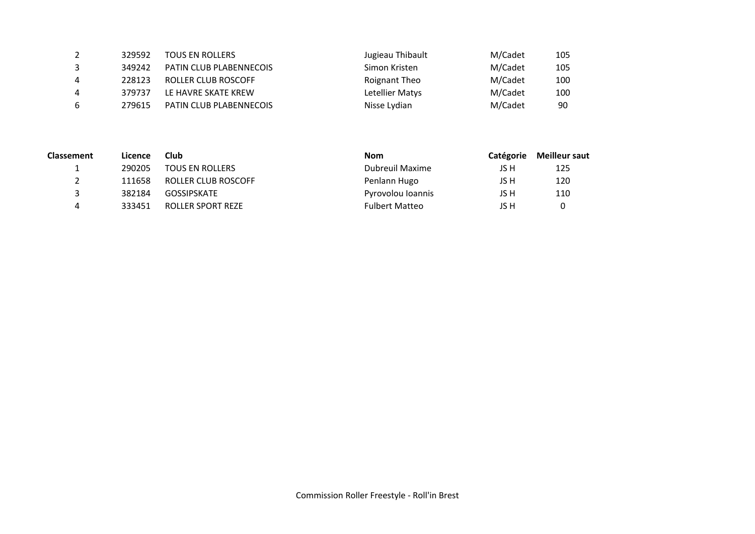| | | | | | |
|---|---|---|---|---|---|
| 2 | 329592 | TOUS EN ROLLERS | Jugieau Thibault | M/Cadet | 105 |
| 3 | 349242 | PATIN CLUB PLABENNECOIS | Simon Kristen | M/Cadet | 105 |
| 4 | 228123 | ROLLER CLUB ROSCOFF | Roignant Theo | M/Cadet | 100 |
| 4 | 379737 | LE HAVRE SKATE KREW | Letellier Matys | M/Cadet | 100 |
| 6 | 279615 | PATIN CLUB PLABENNECOIS | Nisse Lydian | M/Cadet | 90 |

| Classement | Licence | Club | Nom | Catégorie | Meilleur saut |
|---|---|---|---|---|---|
| 1 | 290205 | TOUS EN ROLLERS | Dubreuil Maxime | JS H | 125 |
| 2 | 111658 | ROLLER CLUB ROSCOFF | Penlann Hugo | JS H | 120 |
| 3 | 382184 | GOSSIPSKATE | Pyrovolou Ioannis | JS H | 110 |
| 4 | 333451 | ROLLER SPORT REZE | Fulbert Matteo | JS H | 0 |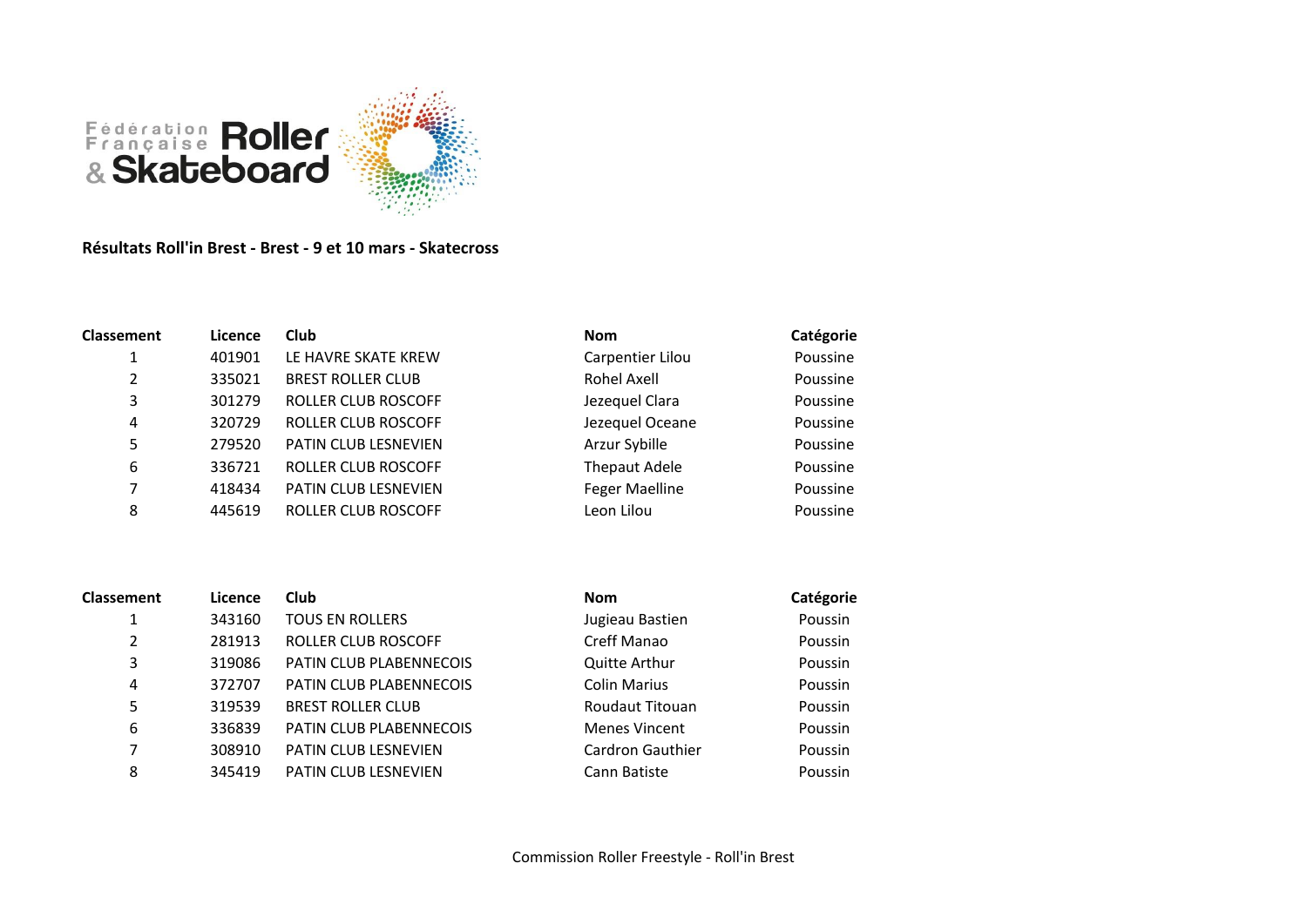**Résultats Roll'in Brest - Brest - 9 et 10 mars - Skatecross**

| Classement | Licence | Club | Nom | Catégorie |
|---|---|---|---|---|
| 1 | 401901 | LE HAVRE SKATE KREW | Carpentier Lilou | Poussine |
| 2 | 335021 | BREST ROLLER CLUB | Rohel Axell | Poussine |
| 3 | 301279 | ROLLER CLUB ROSCOFF | Jezequel Clara | Poussine |
| 4 | 320729 | ROLLER CLUB ROSCOFF | Jezequel Oceane | Poussine |
| 5 | 279520 | PATIN CLUB LESNEVIEN | Arzur Sybille | Poussine |
| 6 | 336721 | ROLLER CLUB ROSCOFF | Thepaut Adele | Poussine |
| 7 | 418434 | PATIN CLUB LESNEVIEN | Feger Maelline | Poussine |
| 8 | 445619 | ROLLER CLUB ROSCOFF | Leon Lilou | Poussine |

| Classement | Licence | Club | Nom | Catégorie |
|---|---|---|---|---|
| 1 | 343160 | TOUS EN ROLLERS | Jugieau Bastien | Poussin |
| 2 | 281913 | ROLLER CLUB ROSCOFF | Creff Manao | Poussin |
| 3 | 319086 | PATIN CLUB PLABENNECOIS | Quitte Arthur | Poussin |
| 4 | 372707 | PATIN CLUB PLABENNECOIS | Colin Marius | Poussin |
| 5 | 319539 | BREST ROLLER CLUB | Roudaut Titouan | Poussin |
| 6 | 336839 | PATIN CLUB PLABENNECOIS | Menes Vincent | Poussin |
| 7 | 308910 | PATIN CLUB LESNEVIEN | Cardron Gauthier | Poussin |
| 8 | 345419 | PATIN CLUB LESNEVIEN | Cann Batiste | Poussin |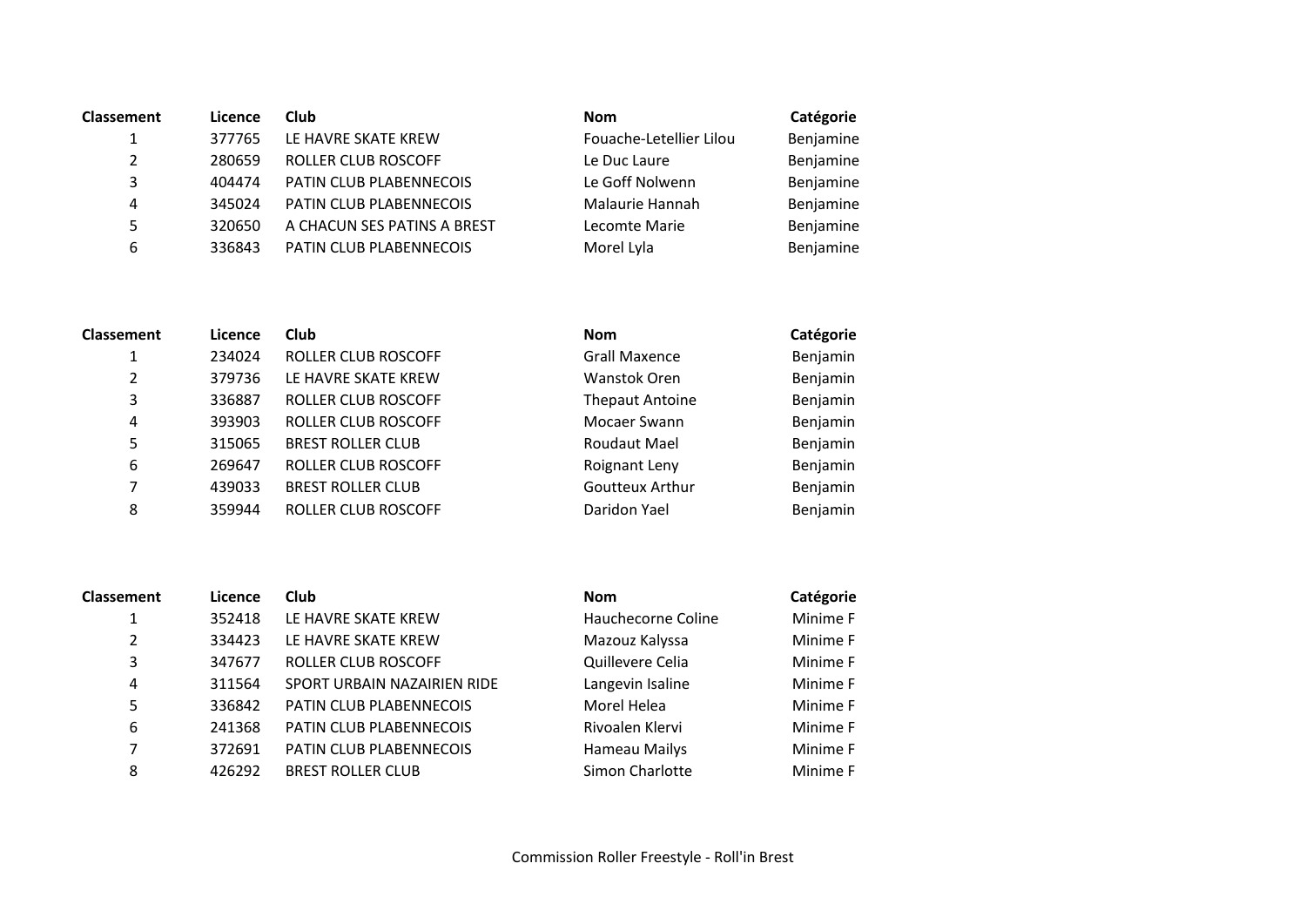| Classement | Licence | Club | Nom | Catégorie |
| --- | --- | --- | --- | --- |
| 1 | 377765 | LE HAVRE SKATE KREW | Fouache-Letellier Lilou | Benjamine |
| 2 | 280659 | ROLLER CLUB ROSCOFF | Le Duc Laure | Benjamine |
| 3 | 404474 | PATIN CLUB PLABENNECOIS | Le Goff Nolwenn | Benjamine |
| 4 | 345024 | PATIN CLUB PLABENNECOIS | Malaurie Hannah | Benjamine |
| 5 | 320650 | A CHACUN SES PATINS A BREST | Lecomte Marie | Benjamine |
| 6 | 336843 | PATIN CLUB PLABENNECOIS | Morel Lyla | Benjamine |

| Classement | Licence | Club | Nom | Catégorie |
| --- | --- | --- | --- | --- |
| 1 | 234024 | ROLLER CLUB ROSCOFF | Grall Maxence | Benjamin |
| 2 | 379736 | LE HAVRE SKATE KREW | Wanstok Oren | Benjamin |
| 3 | 336887 | ROLLER CLUB ROSCOFF | Thepaut Antoine | Benjamin |
| 4 | 393903 | ROLLER CLUB ROSCOFF | Mocaer Swann | Benjamin |
| 5 | 315065 | BREST ROLLER CLUB | Roudaut Mael | Benjamin |
| 6 | 269647 | ROLLER CLUB ROSCOFF | Roignant Leny | Benjamin |
| 7 | 439033 | BREST ROLLER CLUB | Goutteux Arthur | Benjamin |
| 8 | 359944 | ROLLER CLUB ROSCOFF | Daridon Yael | Benjamin |

| Classement | Licence | Club | Nom | Catégorie |
| --- | --- | --- | --- | --- |
| 1 | 352418 | LE HAVRE SKATE KREW | Hauchecorne Coline | Minime F |
| 2 | 334423 | LE HAVRE SKATE KREW | Mazouz Kalyssa | Minime F |
| 3 | 347677 | ROLLER CLUB ROSCOFF | Quillevere Celia | Minime F |
| 4 | 311564 | SPORT URBAIN NAZAIRIEN RIDE | Langevin Isaline | Minime F |
| 5 | 336842 | PATIN CLUB PLABENNECOIS | Morel Helea | Minime F |
| 6 | 241368 | PATIN CLUB PLABENNECOIS | Rivoalen Klervi | Minime F |
| 7 | 372691 | PATIN CLUB PLABENNECOIS | Hameau Mailys | Minime F |
| 8 | 426292 | BREST ROLLER CLUB | Simon Charlotte | Minime F |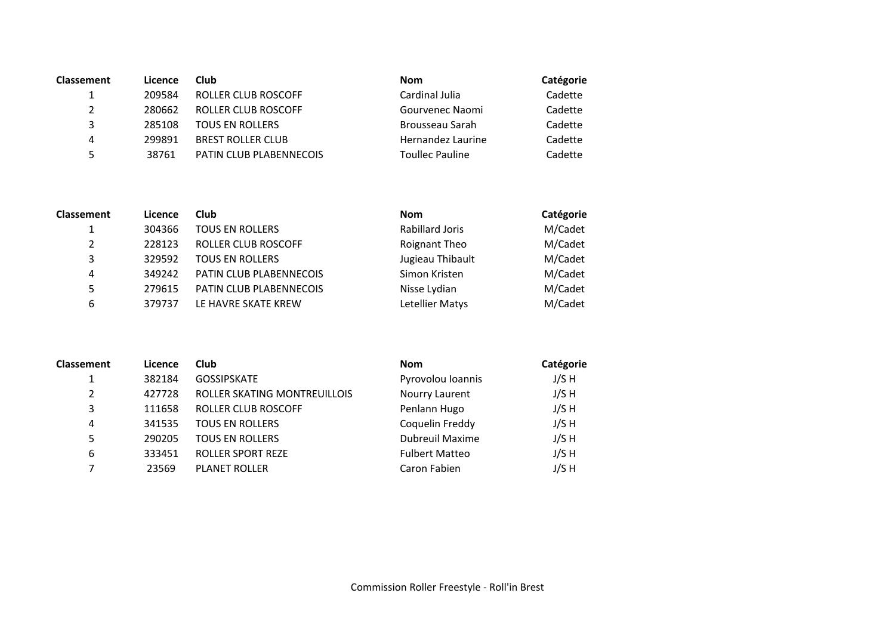| Classement | Licence | Club | Nom | Catégorie |
|---|---|---|---|---|
| 1 | 209584 | ROLLER CLUB ROSCOFF | Cardinal Julia | Cadette |
| 2 | 280662 | ROLLER CLUB ROSCOFF | Gourvenec Naomi | Cadette |
| 3 | 285108 | TOUS EN ROLLERS | Brousseau Sarah | Cadette |
| 4 | 299891 | BREST ROLLER CLUB | Hernandez Laurine | Cadette |
| 5 | 38761 | PATIN CLUB PLABENNECOIS | Toullec Pauline | Cadette |

| Classement | Licence | Club | Nom | Catégorie |
|---|---|---|---|---|
| 1 | 304366 | TOUS EN ROLLERS | Rabillard Joris | M/Cadet |
| 2 | 228123 | ROLLER CLUB ROSCOFF | Roignant Theo | M/Cadet |
| 3 | 329592 | TOUS EN ROLLERS | Jugieau Thibault | M/Cadet |
| 4 | 349242 | PATIN CLUB PLABENNECOIS | Simon Kristen | M/Cadet |
| 5 | 279615 | PATIN CLUB PLABENNECOIS | Nisse Lydian | M/Cadet |
| 6 | 379737 | LE HAVRE SKATE KREW | Letellier Matys | M/Cadet |

| Classement | Licence | Club | Nom | Catégorie |
|---|---|---|---|---|
| 1 | 382184 | GOSSIPSKATE | Pyrovolou Ioannis | J/S H |
| 2 | 427728 | ROLLER SKATING MONTREUILLOIS | Nourry Laurent | J/S H |
| 3 | 111658 | ROLLER CLUB ROSCOFF | Penlann Hugo | J/S H |
| 4 | 341535 | TOUS EN ROLLERS | Coquelin Freddy | J/S H |
| 5 | 290205 | TOUS EN ROLLERS | Dubreuil Maxime | J/S H |
| 6 | 333451 | ROLLER SPORT REZE | Fulbert Matteo | J/S H |
| 7 | 23569 | PLANET ROLLER | Caron Fabien | J/S H |